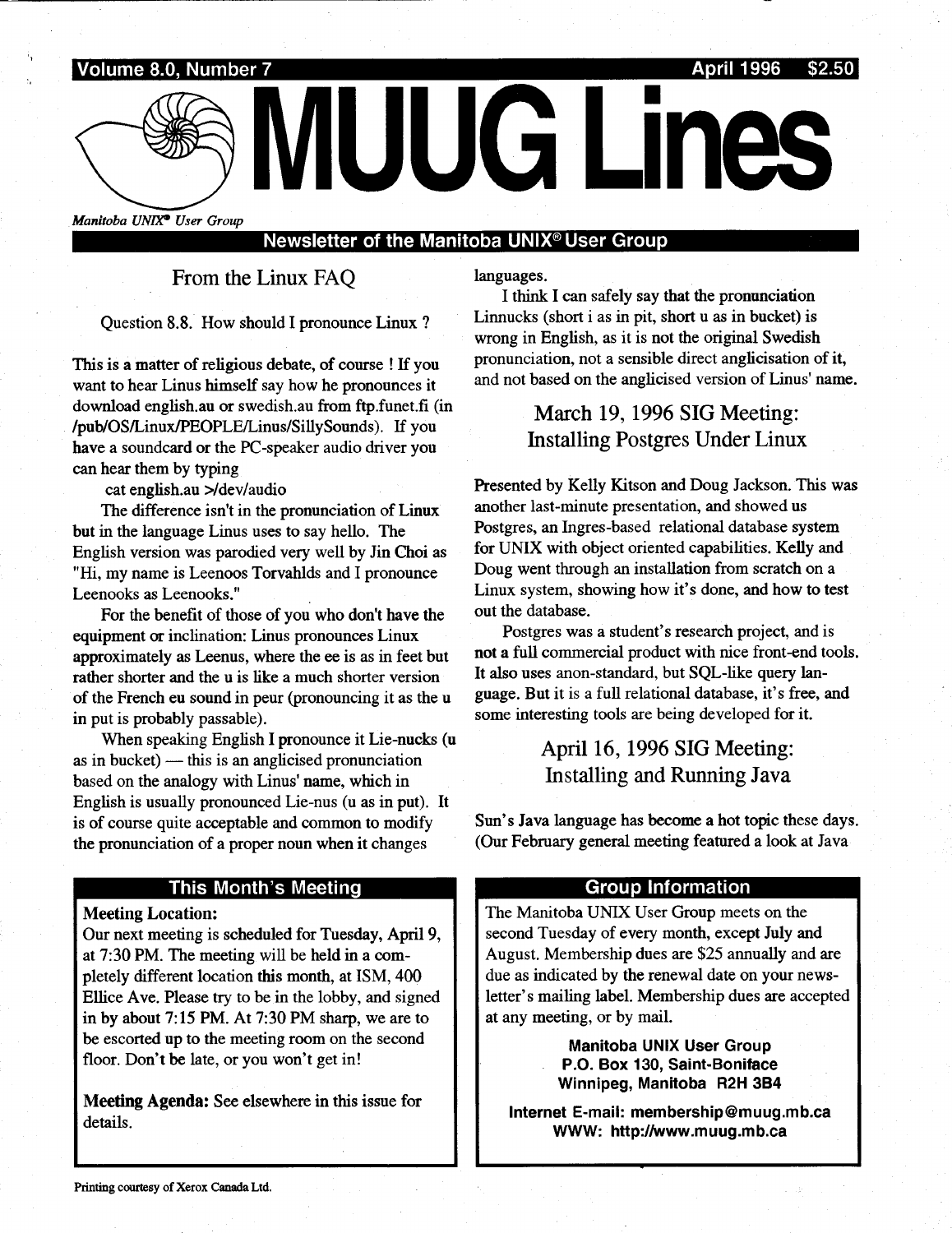Volume 8.0, Number 7 April 1996 $2.50

# MUUG Lines

*Manitoba UNIX® User Group*

**Newsletter of the Manitoba UNIX® User Group**

## From the Linux FAQ

Question 8.8. How should I pronounce Linux ?

This is a matter of religious debate, of course ! If you want to hear Linus himself say how he pronounces it download english.au or swedish.au from ftp.funet.fi (in /pub/OS/Linux/PEOPLE/Linus/SillySounds). If you have a soundcard or the PC-speaker audio driver you can hear them by typing

cat english.au >/dev/audio

The difference isn't in the pronunciation of Linux but in the language Linus uses to say hello. The English version was parodied very well by Jin Choi as "Hi, my name is Leenoos Torvahlds and I pronounce Leenooks as Leenooks."

For the benefit of those of you who don't have the equipment or inclination: Linus pronounces Linux approximately as Leenus, where the ee is as in feet but rather shorter and the u is like a much shorter version of the French eu sound in peur (pronouncing it as the u in put is probably passable).

When speaking English I pronounce it Lie-nucks (u as in bucket) — this is an anglicised pronunciation based on the analogy with Linus' name, which in English is usually pronounced Lie-nus (u as in put). It is of course quite acceptable and common to modify the pronunciation of a proper noun when it changes languages.

I think I can safely say that the pronunciation Linnucks (short i as in pit, short u as in bucket) is wrong in English, as it is not the original Swedish pronunciation, not a sensible direct anglicisation of it, and not based on the anglicised version of Linus' name.

## March 19, 1996 SIG Meeting: Installing Postgres Under Linux

Presented by Kelly Kitson and Doug Jackson. This was another last-minute presentation, and showed us Postgres, an Ingres-based relational database system for UNIX with object oriented capabilities. Kelly and Doug went through an installation from scratch on a Linux system, showing how it's done, and how to test out the database.

Postgres was a student's research project, and is not a full commercial product with nice front-end tools. It also uses anon-standard, but SQL-like query language. But it is a full relational database, it's free, and some interesting tools are being developed for it.

## April 16, 1996 SIG Meeting: Installing and Running Java

Sun's Java language has become a hot topic these days. (Our February general meeting featured a look at Java

### This Month's Meeting

**Meeting Location:**
Our next meeting is scheduled for Tuesday, April 9, at 7:30 PM. The meeting will be held in a completely different location this month, at ISM, 400 Ellice Ave. Please try to be in the lobby, and signed in by about 7:15 PM. At 7:30 PM sharp, we are to be escorted up to the meeting room on the second floor. Don't be late, or you won't get in!

**Meeting Agenda:** See elsewhere in this issue for details.

### Group Information

The Manitoba UNIX User Group meets on the second Tuesday of every month, except July and August. Membership dues are $25 annually and are due as indicated by the renewal date on your newsletter's mailing label. Membership dues are accepted at any meeting, or by mail.

**Manitoba UNIX User Group**
**P.O. Box 130, Saint-Boniface**
**Winnipeg, Manitoba R2H 3B4**

**Internet E-mail: membership@muug.mb.ca**
**WWW: http://www.muug.mb.ca**

Printing courtesy of Xerox Canada Ltd.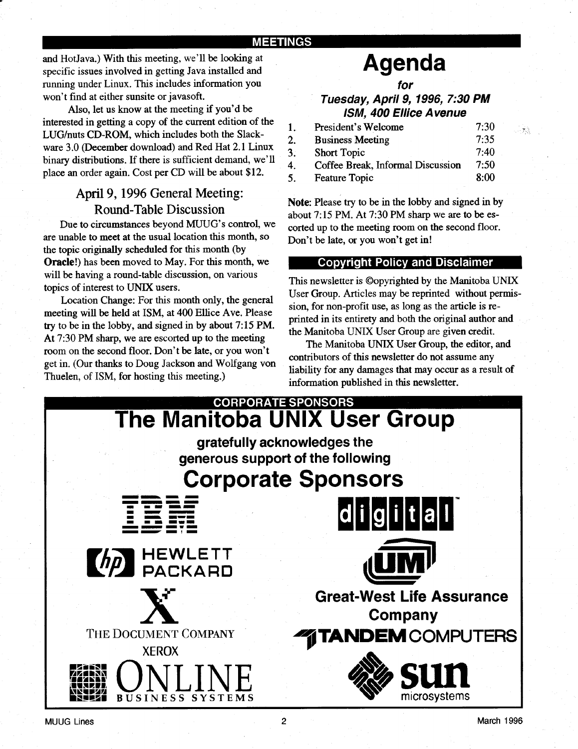## MEETINGS

and HotJava.) With this meeting, we'll be looking at specific issues involved in getting Java installed and running under Linux. This includes information you won't find at either sunsite or javasoft.

Also, let us know at the meeting if you'd be interested in getting a copy of the current edition of the LUG/nuts CD-ROM, which includes both the Slackware 3.0 (December download) and Red Hat 2.1 Linux binary distributions. If there is sufficient demand, we'll place an order again. Cost per CD will be about $12.

### April 9, 1996 General Meeting: Round-Table Discussion

Due to circumstances beyond MUUG's control, we are unable to meet at the usual location this month, so the topic originally scheduled for this month (by **Oracle!**) has been moved to May. For this month, we will be having a round-table discussion, on various topics of interest to UNIX users.

Location Change: For this month only, the general meeting will be held at ISM, at 400 Ellice Ave. Please try to be in the lobby, and signed in by about 7:15 PM. At 7:30 PM sharp, we are escorted up to the meeting room on the second floor. Don't be late, or you won't get in. (Our thanks to Doug Jackson and Wolfgang von Thuelen, of ISM, for hosting this meeting.)

# Agenda

***for***

***Tuesday, April 9, 1996, 7:30 PM***

***ISM, 400 Ellice Avenue***

| | | |
|---|---|---|
| 1. | President's Welcome | 7:30 |
| 2. | Business Meeting | 7:35 |
| 3. | Short Topic | 7:40 |
| 4. | Coffee Break, Informal Discussion | 7:50 |
| 5. | Feature Topic | 8:00 |

**Note:** Please try to be in the lobby and signed in by about 7:15 PM. At 7:30 PM sharp we are to be escorted up to the meeting room on the second floor. Don't be late, or you won't get in!

## Copyright Policy and Disclaimer

This newsletter is ©opyrighted by the Manitoba UNIX User Group. Articles may be reprinted without permission, for non-profit use, as long as the article is reprinted in its entirety and both the original author and the Manitoba UNIX User Group are given credit.

The Manitoba UNIX User Group, the editor, and contributors of this newsletter do not assume any liability for any damages that may occur as a result of information published in this newsletter.

## CORPORATE SPONSORS

# The Manitoba UNIX User Group

**gratefully acknowledges the generous support of the following**

# Corporate Sponsors

IBM

digital

HEWLETT PACKARD

UM

THE DOCUMENT COMPANY XEROX

Great-West Life Assurance Company

TANDEM COMPUTERS

ONLINE BUSINESS SYSTEMS

sun microsystems